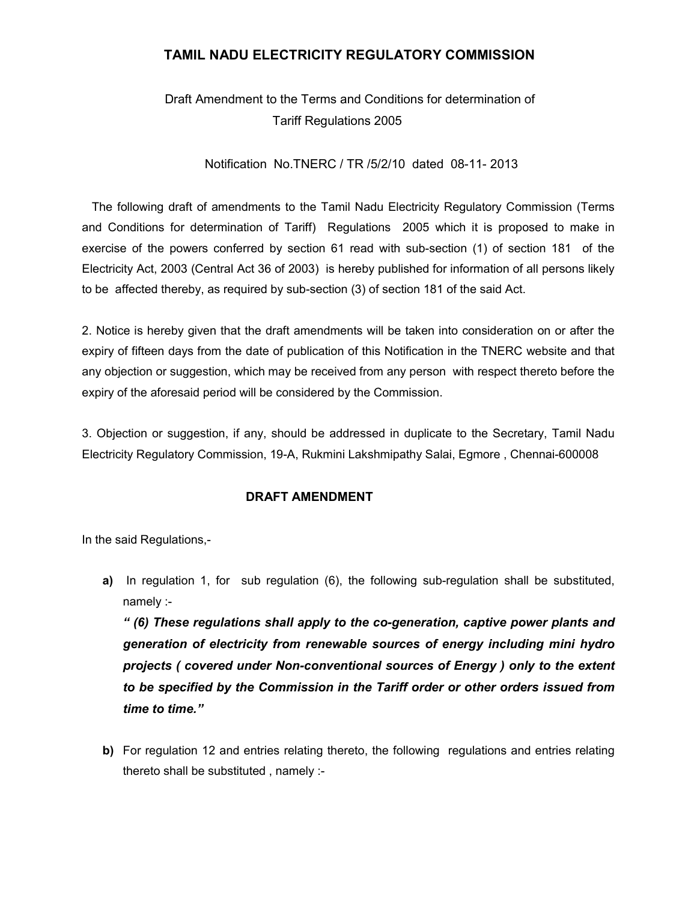# TAMIL NADU ELECTRICITY REGULATORY COMMISSION

Draft Amendment to the Terms and Conditions for determination of Tariff Regulations 2005

Notification No.TNERC / TR /5/2/10 dated 08-11- 2013

The following draft of amendments to the Tamil Nadu Electricity Regulatory Commission (Terms and Conditions for determination of Tariff) Regulations 2005 which it is proposed to make in exercise of the powers conferred by section 61 read with sub-section (1) of section 181 of the Electricity Act, 2003 (Central Act 36 of 2003) is hereby published for information of all persons likely to be affected thereby, as required by sub-section (3) of section 181 of the said Act.

2. Notice is hereby given that the draft amendments will be taken into consideration on or after the expiry of fifteen days from the date of publication of this Notification in the TNERC website and that any objection or suggestion, which may be received from any person with respect thereto before the expiry of the aforesaid period will be considered by the Commission.

3. Objection or suggestion, if any, should be addressed in duplicate to the Secretary, Tamil Nadu Electricity Regulatory Commission, 19-A, Rukmini Lakshmipathy Salai, Egmore , Chennai-600008

## DRAFT AMENDMENT

In the said Regulations,-

**a)** In regulation 1, for sub regulation (6), the following sub-regulation shall be substituted, namely :-

***" (6) These regulations shall apply to the co-generation, captive power plants and generation of electricity from renewable sources of energy including mini hydro projects ( covered under Non-conventional sources of Energy ) only to the extent to be specified by the Commission in the Tariff order or other orders issued from time to time."***

**b)** For regulation 12 and entries relating thereto, the following regulations and entries relating thereto shall be substituted , namely :-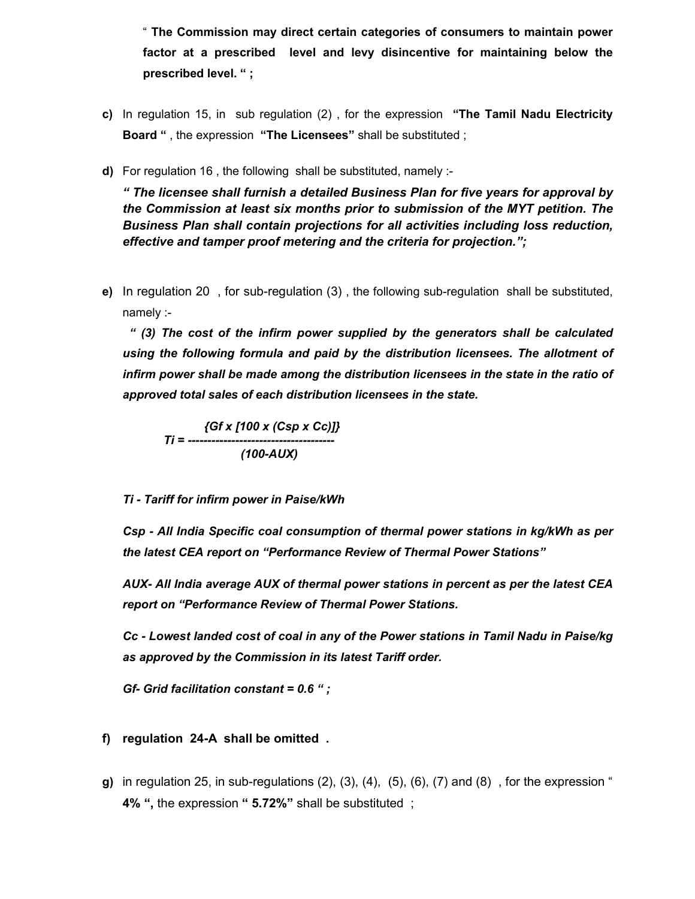" **The Commission may direct certain categories of consumers to maintain power factor at a prescribed level and levy disincentive for maintaining below the prescribed level.** " ;

**c)** In regulation 15, in sub regulation (2) , for the expression **"The Tamil Nadu Electricity Board "** , the expression **"The Licensees"** shall be substituted ;

**d)** For regulation 16 , the following shall be substituted, namely :-

***" The licensee shall furnish a detailed Business Plan for five years for approval by the Commission at least six months prior to submission of the MYT petition. The Business Plan shall contain projections for all activities including loss reduction, effective and tamper proof metering and the criteria for projection.";***

**e)** In regulation 20 , for sub-regulation (3) , the following sub-regulation shall be substituted, namely :-

***" (3) The cost of the infirm power supplied by the generators shall be calculated using the following formula and paid by the distribution licensees. The allotment of infirm power shall be made among the distribution licensees in the state in the ratio of approved total sales of each distribution licensees in the state.***

$$Ti = \frac{\{Gf \times [100 \times (Csp \times Cc)]\}}{(100 - AUX)}$$

***Ti - Tariff for infirm power in Paise/kWh***

***Csp - All India Specific coal consumption of thermal power stations in kg/kWh as per the latest CEA report on "Performance Review of Thermal Power Stations"***

***AUX- All India average AUX of thermal power stations in percent as per the latest CEA report on "Performance Review of Thermal Power Stations.***

***Cc - Lowest landed cost of coal in any of the Power stations in Tamil Nadu in Paise/kg as approved by the Commission in its latest Tariff order.***

***Gf- Grid facilitation constant = 0.6 " ;***

**f) regulation 24-A shall be omitted .**

**g)** in regulation 25, in sub-regulations (2), (3), (4), (5), (6), (7) and (8) , for the expression " **4% ",** the expression **" 5.72%"** shall be substituted ;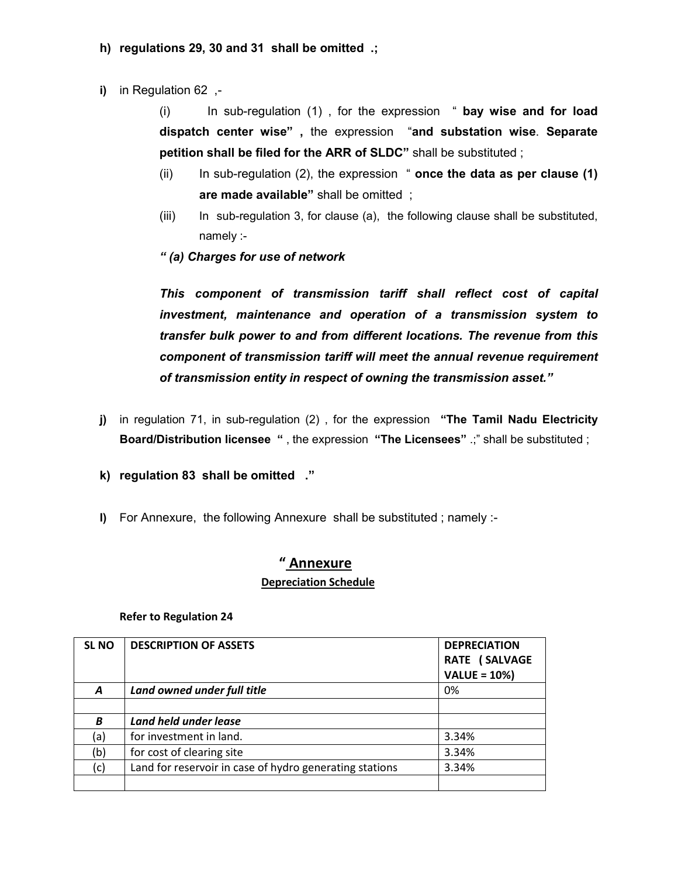**h) regulations 29, 30 and 31 shall be omitted .;**

**i)** in Regulation 62 ,-

(i) In sub-regulation (1) , for the expression " **bay wise and for load dispatch center wise" ,** the expression "**and substation wise**. **Separate petition shall be filed for the ARR of SLDC"** shall be substituted ;

(ii) In sub-regulation (2), the expression " **once the data as per clause (1) are made available"** shall be omitted ;

(iii) In sub-regulation 3, for clause (a), the following clause shall be substituted, namely :-

***" (a) Charges for use of network***

***This component of transmission tariff shall reflect cost of capital investment, maintenance and operation of a transmission system to transfer bulk power to and from different locations. The revenue from this component of transmission tariff will meet the annual revenue requirement of transmission entity in respect of owning the transmission asset."***

**j)** in regulation 71, in sub-regulation (2) , for the expression **"The Tamil Nadu Electricity Board/Distribution licensee "** , the expression **"The Licensees"** .;" shall be substituted ;

**k) regulation 83 shall be omitted ."**

**l)** For Annexure, the following Annexure shall be substituted ; namely :-

## " Annexure

### Depreciation Schedule

**Refer to Regulation 24**

| SL NO | DESCRIPTION OF ASSETS | DEPRECIATION RATE ( SALVAGE VALUE = 10%) |
|---|---|---|
| ***A*** | ***Land owned under full title*** | 0% |
| | | |
| ***B*** | ***Land held under lease*** | |
| (a) | for investment in land. | 3.34% |
| (b) | for cost of clearing site | 3.34% |
| (c) | Land for reservoir in case of hydro generating stations | 3.34% |
| | | |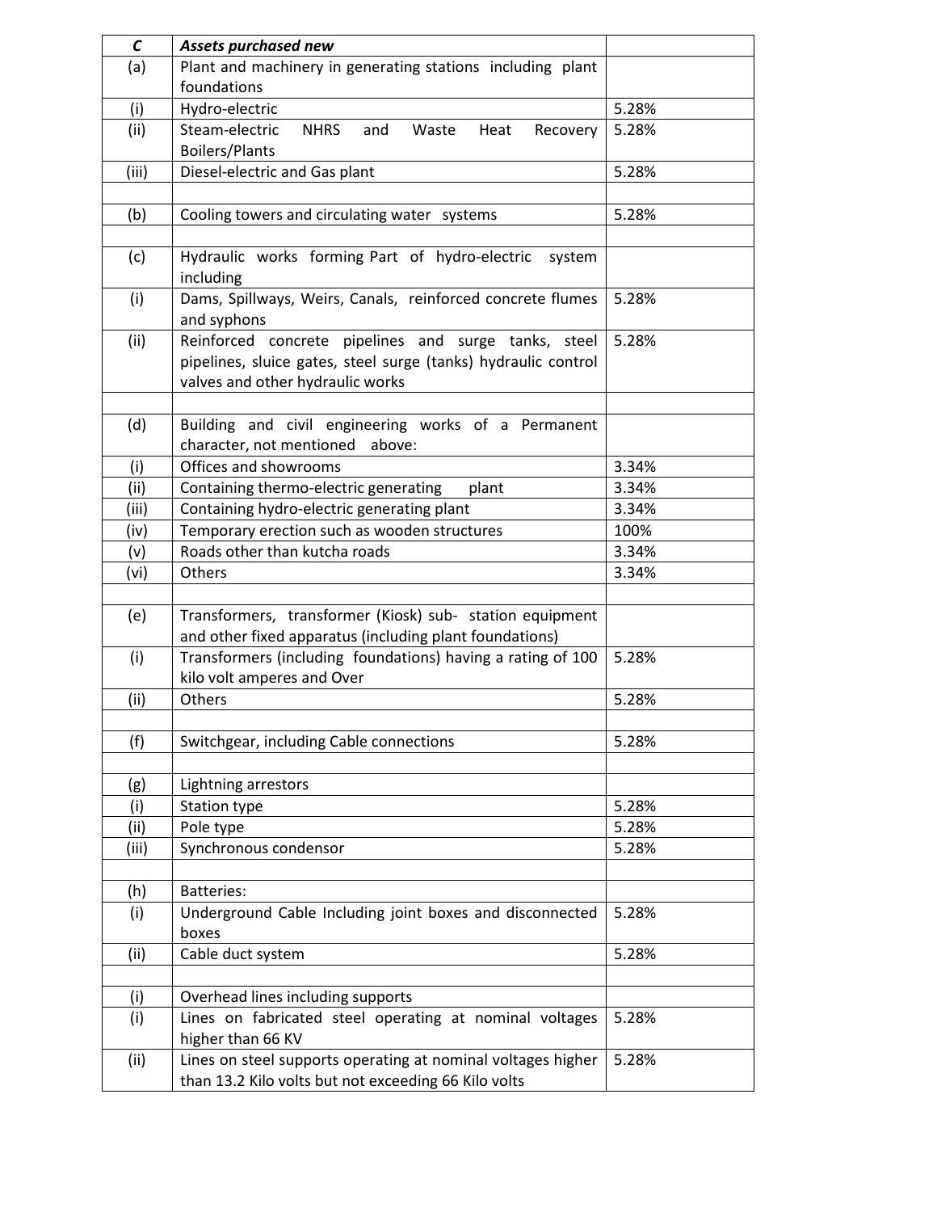| *C* | *Assets purchased new* | |
|---|---|---|
| (a) | Plant and machinery in generating stations including plant foundations | |
| (i) | Hydro-electric | 5.28% |
| (ii) | Steam-electric NHRS and Waste Heat Recovery Boilers/Plants | 5.28% |
| (iii) | Diesel-electric and Gas plant | 5.28% |
| | | |
| (b) | Cooling towers and circulating water systems | 5.28% |
| | | |
| (c) | Hydraulic works forming Part of hydro-electric system including | |
| (i) | Dams, Spillways, Weirs, Canals, reinforced concrete flumes and syphons | 5.28% |
| (ii) | Reinforced concrete pipelines and surge tanks, steel pipelines, sluice gates, steel surge (tanks) hydraulic control valves and other hydraulic works | 5.28% |
| | | |
| (d) | Building and civil engineering works of a Permanent character, not mentioned above: | |
| (i) | Offices and showrooms | 3.34% |
| (ii) | Containing thermo-electric generating plant | 3.34% |
| (iii) | Containing hydro-electric generating plant | 3.34% |
| (iv) | Temporary erection such as wooden structures | 100% |
| (v) | Roads other than kutcha roads | 3.34% |
| (vi) | Others | 3.34% |
| | | |
| (e) | Transformers, transformer (Kiosk) sub- station equipment and other fixed apparatus (including plant foundations) | |
| (i) | Transformers (including foundations) having a rating of 100 kilo volt amperes and Over | 5.28% |
| (ii) | Others | 5.28% |
| | | |
| (f) | Switchgear, including Cable connections | 5.28% |
| | | |
| (g) | Lightning arrestors | |
| (i) | Station type | 5.28% |
| (ii) | Pole type | 5.28% |
| (iii) | Synchronous condensor | 5.28% |
| | | |
| (h) | Batteries: | |
| (i) | Underground Cable Including joint boxes and disconnected boxes | 5.28% |
| (ii) | Cable duct system | 5.28% |
| | | |
| (i) | Overhead lines including supports | |
| (i) | Lines on fabricated steel operating at nominal voltages higher than 66 KV | 5.28% |
| (ii) | Lines on steel supports operating at nominal voltages higher than 13.2 Kilo volts but not exceeding 66 Kilo volts | 5.28% |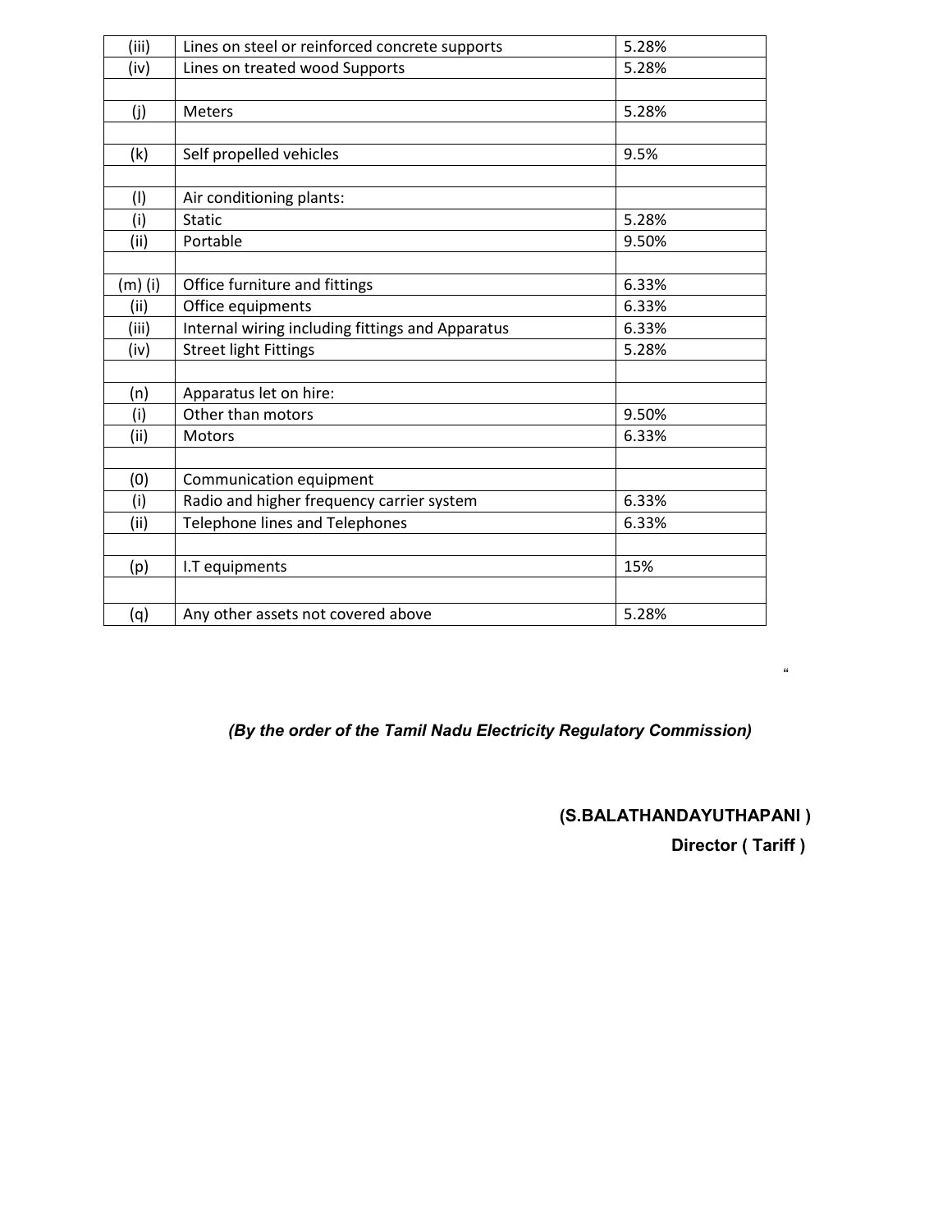| | | |
|---|---|---|
| (iii) | Lines on steel or reinforced concrete supports | 5.28% |
| (iv) | Lines on treated wood Supports | 5.28% |
| | | |
| (j) | Meters | 5.28% |
| | | |
| (k) | Self propelled vehicles | 9.5% |
| | | |
| (l) | Air conditioning plants: | |
| (i) | Static | 5.28% |
| (ii) | Portable | 9.50% |
| | | |
| (m) (i) | Office furniture and fittings | 6.33% |
| (ii) | Office equipments | 6.33% |
| (iii) | Internal wiring including fittings and Apparatus | 6.33% |
| (iv) | Street light Fittings | 5.28% |
| | | |
| (n) | Apparatus let on hire: | |
| (i) | Other than motors | 9.50% |
| (ii) | Motors | 6.33% |
| | | |
| (0) | Communication equipment | |
| (i) | Radio and higher frequency carrier system | 6.33% |
| (ii) | Telephone lines and Telephones | 6.33% |
| | | |
| (p) | I.T equipments | 15% |
| | | |
| (q) | Any other assets not covered above | 5.28% |

"

***(By the order of the Tamil Nadu Electricity Regulatory Commission)***

**(S.BALATHANDAYUTHAPANI )**

**Director ( Tariff )**